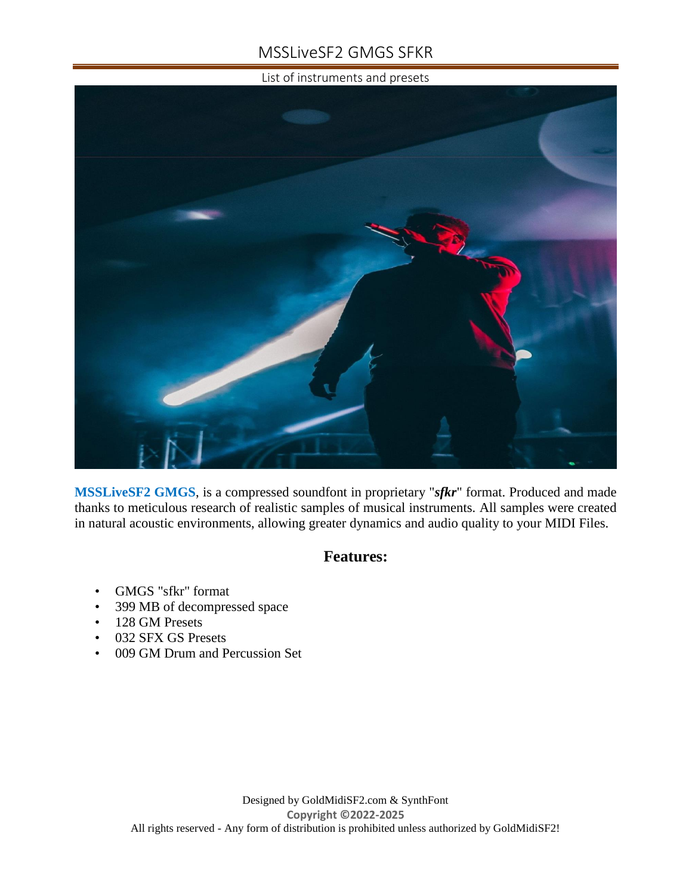# MSSLiveSF2 GMGS SFKR

List of instruments and presets

**MSSLiveSF2 GMGS**, is a compressed soundfont in proprietary "***sfkr***" format. Produced and made thanks to meticulous research of realistic samples of musical instruments. All samples were created in natural acoustic environments, allowing greater dynamics and audio quality to your MIDI Files.

## Features:

- GMGS "sfkr" format
- 399 MB of decompressed space
- 128 GM Presets
- 032 SFX GS Presets
- 009 GM Drum and Percussion Set

Designed by GoldMidiSF2.com & SynthFont

**Copyright ©2022-2025**

All rights reserved - Any form of distribution is prohibited unless authorized by GoldMidiSF2!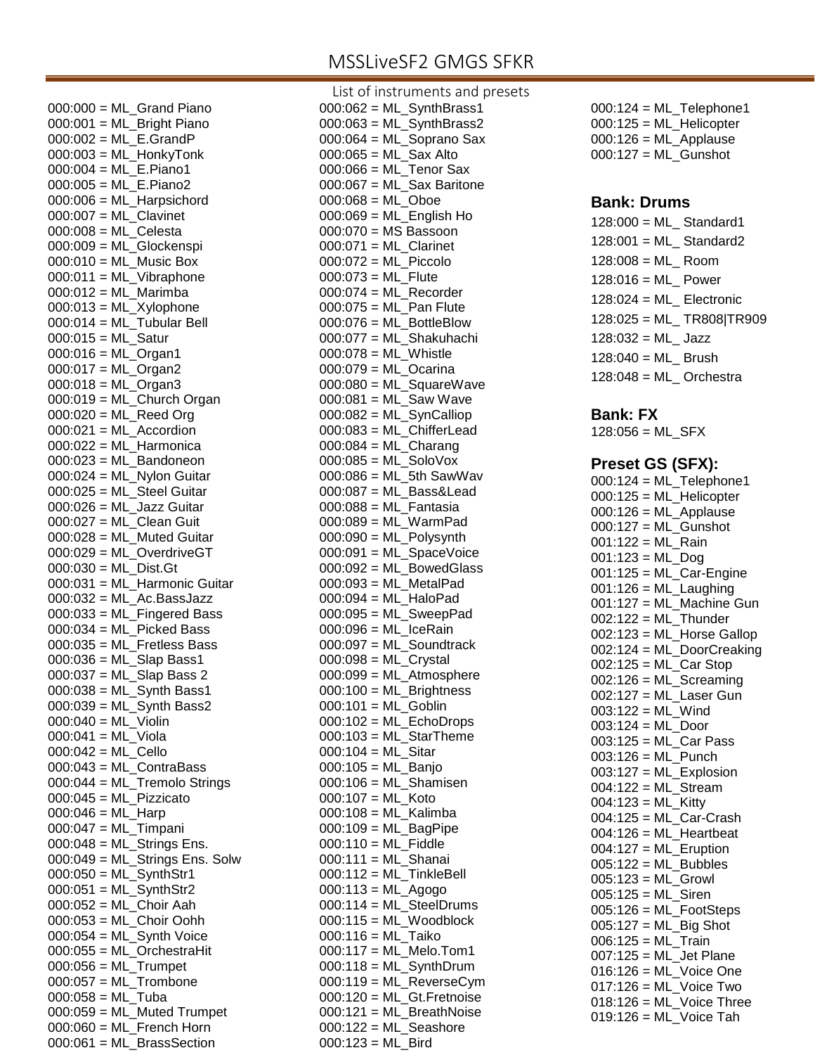# MSSLiveSF2 GMGS SFKR

List of instruments and presets

000:000 = ML_Grand Piano
000:001 = ML_Bright Piano
000:002 = ML_E.GrandP
000:003 = ML_HonkyTonk
000:004 = ML_E.Piano1
000:005 = ML_E.Piano2
000:006 = ML_Harpsichord
000:007 = ML_Clavinet
000:008 = ML_Celesta
000:009 = ML_Glockenspi
000:010 = ML_Music Box
000:011 = ML_Vibraphone
000:012 = ML_Marimba
000:013 = ML_Xylophone
000:014 = ML_Tubular Bell
000:015 = ML_Satur
000:016 = ML_Organ1
000:017 = ML_Organ2
000:018 = ML_Organ3
000:019 = ML_Church Organ
000:020 = ML_Reed Org
000:021 = ML_Accordion
000:022 = ML_Harmonica
000:023 = ML_Bandoneon
000:024 = ML_Nylon Guitar
000:025 = ML_Steel Guitar
000:026 = ML_Jazz Guitar
000:027 = ML_Clean Guit
000:028 = ML_Muted Guitar
000:029 = ML_OverdriveGT
000:030 = ML_Dist.Gt
000:031 = ML_Harmonic Guitar
000:032 = ML_Ac.BassJazz
000:033 = ML_Fingered Bass
000:034 = ML_Picked Bass
000:035 = ML_Fretless Bass
000:036 = ML_Slap Bass1
000:037 = ML_Slap Bass 2
000:038 = ML_Synth Bass1
000:039 = ML_Synth Bass2
000:040 = ML_Violin
000:041 = ML_Viola
000:042 = ML_Cello
000:043 = ML_ContraBass
000:044 = ML_Tremolo Strings
000:045 = ML_Pizzicato
000:046 = ML_Harp
000:047 = ML_Timpani
000:048 = ML_Strings Ens.
000:049 = ML_Strings Ens. Solw
000:050 = ML_SynthStr1
000:051 = ML_SynthStr2
000:052 = ML_Choir Aah
000:053 = ML_Choir Oohh
000:054 = ML_Synth Voice
000:055 = ML_OrchestraHit
000:056 = ML_Trumpet
000:057 = ML_Trombone
000:058 = ML_Tuba
000:059 = ML_Muted Trumpet
000:060 = ML_French Horn
000:061 = ML_BrassSection
000:062 = ML_SynthBrass1
000:063 = ML_SynthBrass2
000:064 = ML_Soprano Sax
000:065 = ML_Sax Alto
000:066 = ML_Tenor Sax
000:067 = ML_Sax Baritone
000:068 = ML_Oboe
000:069 = ML_English Ho
000:070 = MS Bassoon
000:071 = ML_Clarinet
000:072 = ML_Piccolo
000:073 = ML_Flute
000:074 = ML_Recorder
000:075 = ML_Pan Flute
000:076 = ML_BottleBlow
000:077 = ML_Shakuhachi
000:078 = ML_Whistle
000:079 = ML_Ocarina
000:080 = ML_SquareWave
000:081 = ML_Saw Wave
000:082 = ML_SynCalliop
000:083 = ML_ChifferLead
000:084 = ML_Charang
000:085 = ML_SoloVox
000:086 = ML_5th SawWav
000:087 = ML_Bass&Lead
000:088 = ML_Fantasia
000:089 = ML_WarmPad
000:090 = ML_Polysynth
000:091 = ML_SpaceVoice
000:092 = ML_BowedGlass
000:093 = ML_MetalPad
000:094 = ML_HaloPad
000:095 = ML_SweepPad
000:096 = ML_IceRain
000:097 = ML_Soundtrack
000:098 = ML_Crystal
000:099 = ML_Atmosphere
000:100 = ML_Brightness
000:101 = ML_Goblin
000:102 = ML_EchoDrops
000:103 = ML_StarTheme
000:104 = ML_Sitar
000:105 = ML_Banjo
000:106 = ML_Shamisen
000:107 = ML_Koto
000:108 = ML_Kalimba
000:109 = ML_BagPipe
000:110 = ML_Fiddle
000:111 = ML_Shanai
000:112 = ML_TinkleBell
000:113 = ML_Agogo
000:114 = ML_SteelDrums
000:115 = ML_Woodblock
000:116 = ML_Taiko
000:117 = ML_Melo.Tom1
000:118 = ML_SynthDrum
000:119 = ML_ReverseCym
000:120 = ML_Gt.Fretnoise
000:121 = ML_BreathNoise
000:122 = ML_Seashore
000:123 = ML_Bird
000:124 = ML_Telephone1
000:125 = ML_Helicopter
000:126 = ML_Applause
000:127 = ML_Gunshot

### Bank: Drums

128:000 = ML_ Standard1
128:001 = ML_ Standard2
128:008 = ML_ Room
128:016 = ML_ Power
128:024 = ML_ Electronic
128:025 = ML_ TR808|TR909
128:032 = ML_ Jazz
128:040 = ML_ Brush
128:048 = ML_ Orchestra

### Bank: FX

128:056 = ML_SFX

### Preset GS (SFX):

000:124 = ML_Telephone1
000:125 = ML_Helicopter
000:126 = ML_Applause
000:127 = ML_Gunshot
001:122 = ML_Rain
001:123 = ML_Dog
001:125 = ML_Car-Engine
001:126 = ML_Laughing
001:127 = ML_Machine Gun
002:122 = ML_Thunder
002:123 = ML_Horse Gallop
002:124 = ML_DoorCreaking
002:125 = ML_Car Stop
002:126 = ML_Screaming
002:127 = ML_Laser Gun
003:122 = ML_Wind
003:124 = ML_Door
003:125 = ML_Car Pass
003:126 = ML_Punch
003:127 = ML_Explosion
004:122 = ML_Stream
004:123 = ML_Kitty
004:125 = ML_Car-Crash
004:126 = ML_Heartbeat
004:127 = ML_Eruption
005:122 = ML_Bubbles
005:123 = ML_Growl
005:125 = ML_Siren
005:126 = ML_FootSteps
005:127 = ML_Big Shot
006:125 = ML_Train
007:125 = ML_Jet Plane
016:126 = ML_Voice One
017:126 = ML_Voice Two
018:126 = ML_Voice Three
019:126 = ML_Voice Tah